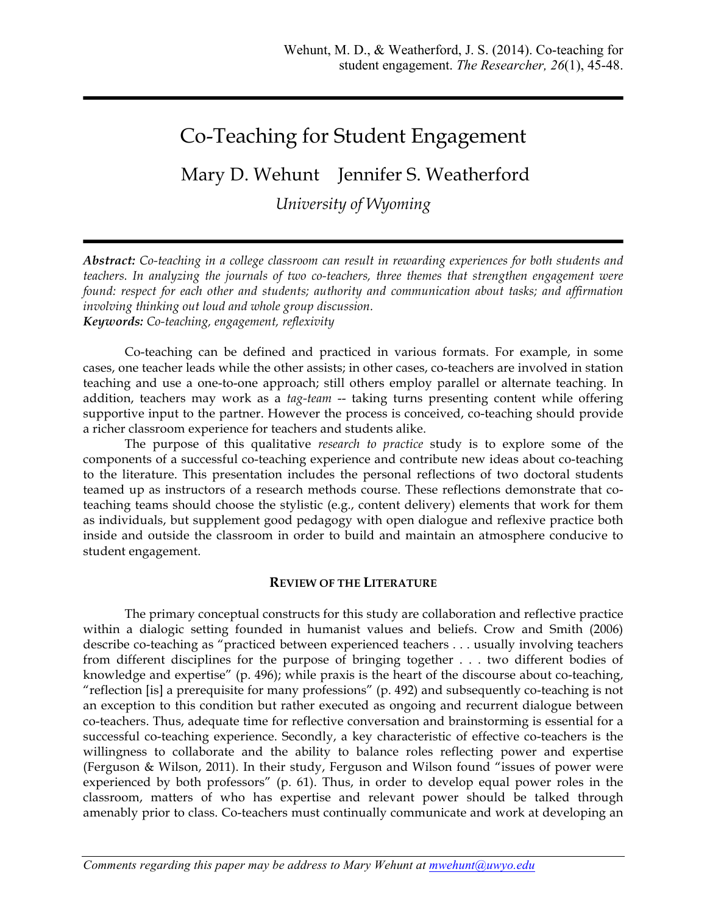Wehunt, M. D., & Weatherford, J. S. (2014). Co-teaching for student engagement. *The Researcher, 26*(1), 45-48.

# Co-Teaching for Student Engagement

Mary D. Wehunt    Jennifer S. Weatherford

*University of Wyoming*

***Abstract:*** *Co-teaching in a college classroom can result in rewarding experiences for both students and teachers. In analyzing the journals of two co-teachers, three themes that strengthen engagement were found: respect for each other and students; authority and communication about tasks; and affirmation involving thinking out loud and whole group discussion.*
***Keywords:*** *Co-teaching, engagement, reflexivity*

Co-teaching can be defined and practiced in various formats. For example, in some cases, one teacher leads while the other assists; in other cases, co-teachers are involved in station teaching and use a one-to-one approach; still others employ parallel or alternate teaching. In addition, teachers may work as a *tag-team* -- taking turns presenting content while offering supportive input to the partner. However the process is conceived, co-teaching should provide a richer classroom experience for teachers and students alike.

The purpose of this qualitative *research to practice* study is to explore some of the components of a successful co-teaching experience and contribute new ideas about co-teaching to the literature. This presentation includes the personal reflections of two doctoral students teamed up as instructors of a research methods course. These reflections demonstrate that co-teaching teams should choose the stylistic (e.g., content delivery) elements that work for them as individuals, but supplement good pedagogy with open dialogue and reflexive practice both inside and outside the classroom in order to build and maintain an atmosphere conducive to student engagement.

## REVIEW OF THE LITERATURE

The primary conceptual constructs for this study are collaboration and reflective practice within a dialogic setting founded in humanist values and beliefs. Crow and Smith (2006) describe co-teaching as "practiced between experienced teachers . . . usually involving teachers from different disciplines for the purpose of bringing together . . . two different bodies of knowledge and expertise" (p. 496); while praxis is the heart of the discourse about co-teaching, "reflection [is] a prerequisite for many professions" (p. 492) and subsequently co-teaching is not an exception to this condition but rather executed as ongoing and recurrent dialogue between co-teachers. Thus, adequate time for reflective conversation and brainstorming is essential for a successful co-teaching experience. Secondly, a key characteristic of effective co-teachers is the willingness to collaborate and the ability to balance roles reflecting power and expertise (Ferguson & Wilson, 2011). In their study, Ferguson and Wilson found "issues of power were experienced by both professors" (p. 61). Thus, in order to develop equal power roles in the classroom, matters of who has expertise and relevant power should be talked through amenably prior to class. Co-teachers must continually communicate and work at developing an

*Comments regarding this paper may be address to Mary Wehunt at mwehunt@uwyo.edu*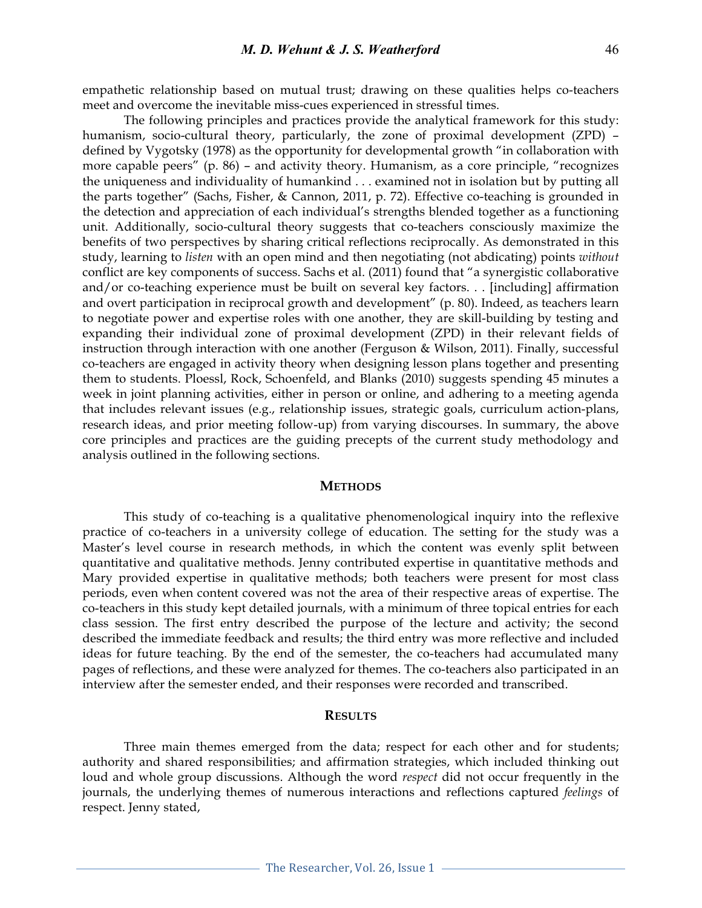empathetic relationship based on mutual trust; drawing on these qualities helps co-teachers meet and overcome the inevitable miss-cues experienced in stressful times.

The following principles and practices provide the analytical framework for this study: humanism, socio-cultural theory, particularly, the zone of proximal development (ZPD) – defined by Vygotsky (1978) as the opportunity for developmental growth "in collaboration with more capable peers" (p. 86) – and activity theory. Humanism, as a core principle, "recognizes the uniqueness and individuality of humankind . . . examined not in isolation but by putting all the parts together" (Sachs, Fisher, & Cannon, 2011, p. 72). Effective co-teaching is grounded in the detection and appreciation of each individual's strengths blended together as a functioning unit. Additionally, socio-cultural theory suggests that co-teachers consciously maximize the benefits of two perspectives by sharing critical reflections reciprocally. As demonstrated in this study, learning to *listen* with an open mind and then negotiating (not abdicating) points *without* conflict are key components of success. Sachs et al. (2011) found that "a synergistic collaborative and/or co-teaching experience must be built on several key factors. . . [including] affirmation and overt participation in reciprocal growth and development" (p. 80). Indeed, as teachers learn to negotiate power and expertise roles with one another, they are skill-building by testing and expanding their individual zone of proximal development (ZPD) in their relevant fields of instruction through interaction with one another (Ferguson & Wilson, 2011). Finally, successful co-teachers are engaged in activity theory when designing lesson plans together and presenting them to students. Ploessl, Rock, Schoenfeld, and Blanks (2010) suggests spending 45 minutes a week in joint planning activities, either in person or online, and adhering to a meeting agenda that includes relevant issues (e.g., relationship issues, strategic goals, curriculum action-plans, research ideas, and prior meeting follow-up) from varying discourses. In summary, the above core principles and practices are the guiding precepts of the current study methodology and analysis outlined in the following sections.

## METHODS

This study of co-teaching is a qualitative phenomenological inquiry into the reflexive practice of co-teachers in a university college of education. The setting for the study was a Master's level course in research methods, in which the content was evenly split between quantitative and qualitative methods. Jenny contributed expertise in quantitative methods and Mary provided expertise in qualitative methods; both teachers were present for most class periods, even when content covered was not the area of their respective areas of expertise. The co-teachers in this study kept detailed journals, with a minimum of three topical entries for each class session. The first entry described the purpose of the lecture and activity; the second described the immediate feedback and results; the third entry was more reflective and included ideas for future teaching. By the end of the semester, the co-teachers had accumulated many pages of reflections, and these were analyzed for themes. The co-teachers also participated in an interview after the semester ended, and their responses were recorded and transcribed.

## RESULTS

Three main themes emerged from the data; respect for each other and for students; authority and shared responsibilities; and affirmation strategies, which included thinking out loud and whole group discussions. Although the word *respect* did not occur frequently in the journals, the underlying themes of numerous interactions and reflections captured *feelings* of respect. Jenny stated,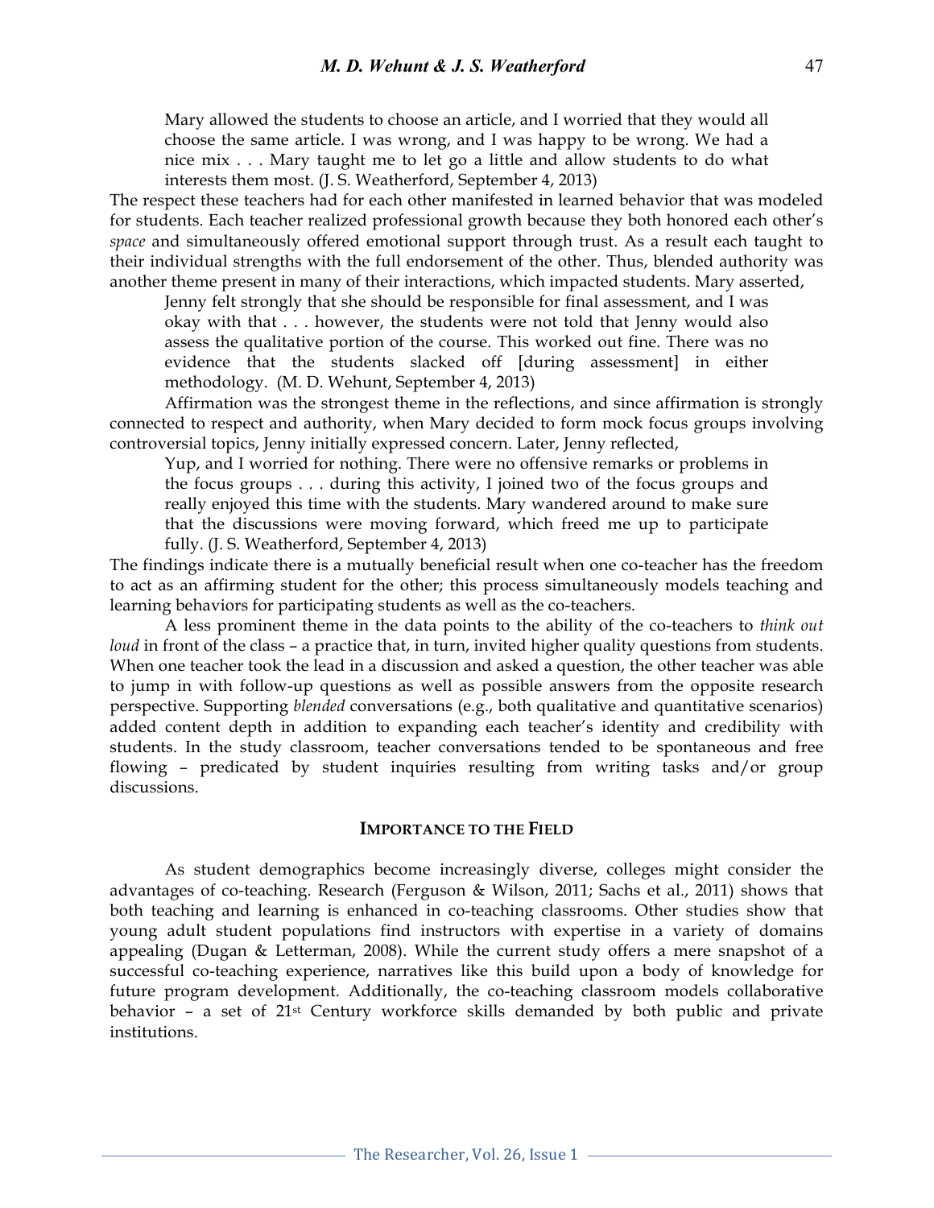> Mary allowed the students to choose an article, and I worried that they would all choose the same article. I was wrong, and I was happy to be wrong. We had a nice mix . . . Mary taught me to let go a little and allow students to do what interests them most. (J. S. Weatherford, September 4, 2013)

The respect these teachers had for each other manifested in learned behavior that was modeled for students. Each teacher realized professional growth because they both honored each other's *space* and simultaneously offered emotional support through trust. As a result each taught to their individual strengths with the full endorsement of the other. Thus, blended authority was another theme present in many of their interactions, which impacted students. Mary asserted,

> Jenny felt strongly that she should be responsible for final assessment, and I was okay with that . . . however, the students were not told that Jenny would also assess the qualitative portion of the course. This worked out fine. There was no evidence that the students slacked off [during assessment] in either methodology. (M. D. Wehunt, September 4, 2013)

Affirmation was the strongest theme in the reflections, and since affirmation is strongly connected to respect and authority, when Mary decided to form mock focus groups involving controversial topics, Jenny initially expressed concern. Later, Jenny reflected,

> Yup, and I worried for nothing. There were no offensive remarks or problems in the focus groups . . . during this activity, I joined two of the focus groups and really enjoyed this time with the students. Mary wandered around to make sure that the discussions were moving forward, which freed me up to participate fully. (J. S. Weatherford, September 4, 2013)

The findings indicate there is a mutually beneficial result when one co-teacher has the freedom to act as an affirming student for the other; this process simultaneously models teaching and learning behaviors for participating students as well as the co-teachers.

A less prominent theme in the data points to the ability of the co-teachers to *think out loud* in front of the class – a practice that, in turn, invited higher quality questions from students. When one teacher took the lead in a discussion and asked a question, the other teacher was able to jump in with follow-up questions as well as possible answers from the opposite research perspective. Supporting *blended* conversations (e.g., both qualitative and quantitative scenarios) added content depth in addition to expanding each teacher's identity and credibility with students. In the study classroom, teacher conversations tended to be spontaneous and free flowing – predicated by student inquiries resulting from writing tasks and/or group discussions.

## IMPORTANCE TO THE FIELD

As student demographics become increasingly diverse, colleges might consider the advantages of co-teaching. Research (Ferguson & Wilson, 2011; Sachs et al., 2011) shows that both teaching and learning is enhanced in co-teaching classrooms. Other studies show that young adult student populations find instructors with expertise in a variety of domains appealing (Dugan & Letterman, 2008). While the current study offers a mere snapshot of a successful co-teaching experience, narratives like this build upon a body of knowledge for future program development. Additionally, the co-teaching classroom models collaborative behavior – a set of 21st Century workforce skills demanded by both public and private institutions.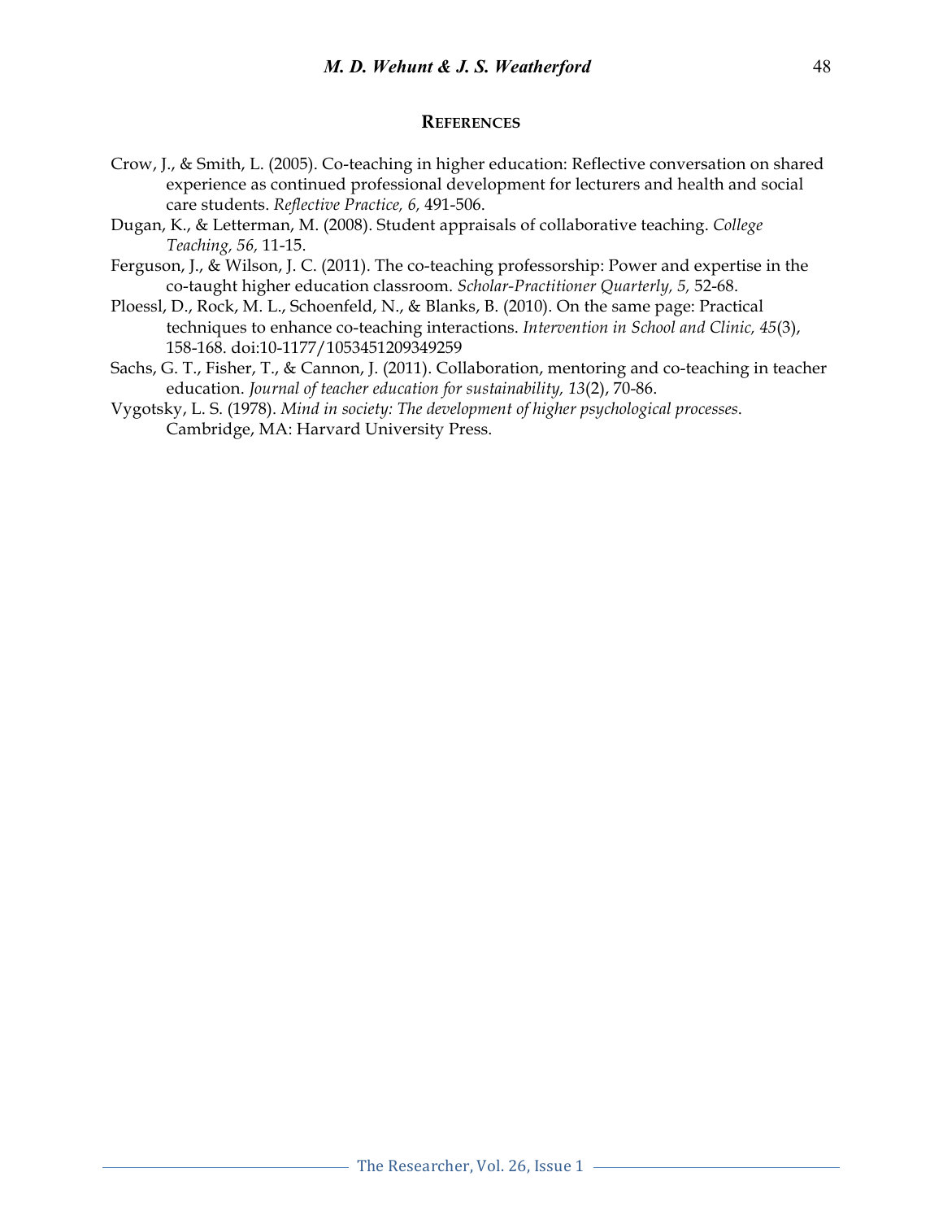## References

Crow, J., & Smith, L. (2005). Co-teaching in higher education: Reflective conversation on shared experience as continued professional development for lecturers and health and social care students. *Reflective Practice, 6,* 491-506.

Dugan, K., & Letterman, M. (2008). Student appraisals of collaborative teaching. *College Teaching, 56,* 11-15.

Ferguson, J., & Wilson, J. C. (2011). The co-teaching professorship: Power and expertise in the co-taught higher education classroom. *Scholar-Practitioner Quarterly, 5,* 52-68.

Ploessl, D., Rock, M. L., Schoenfeld, N., & Blanks, B. (2010). On the same page: Practical techniques to enhance co-teaching interactions. *Intervention in School and Clinic, 45*(3), 158-168. doi:10-1177/1053451209349259

Sachs, G. T., Fisher, T., & Cannon, J. (2011). Collaboration, mentoring and co-teaching in teacher education. *Journal of teacher education for sustainability, 13*(2), 70-86.

Vygotsky, L. S. (1978). *Mind in society: The development of higher psychological processes*. Cambridge, MA: Harvard University Press.